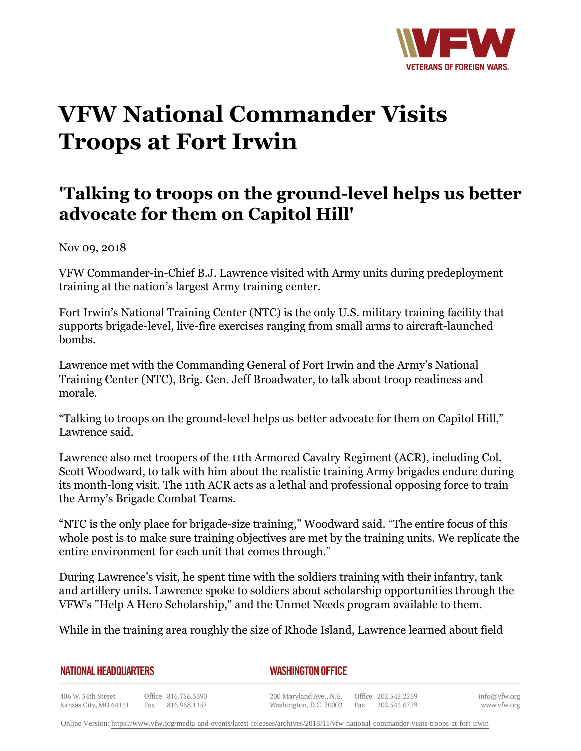# VFW National Commander Visits Troops at Fort Irwin

## 'Talking to troops on the ground-level helps us better advocate for them on Capitol Hill'

Nov 09, 2018

VFW Commander-in-Chief B.J. Lawrence visited with Army units during predeployment training at the nation's largest Army training center.

Fort Irwin's National Training Center (NTC) is the only U.S. military training facility that supports brigade-level, live-fire exercises ranging from small arms to aircraft-launched bombs.

Lawrence met with the Commanding General of Fort Irwin and the Army's National Training Center (NTC), Brig. Gen. Jeff Broadwater, to talk about troop readiness and morale.

"Talking to troops on the ground-level helps us better advocate for them on Capitol Hill," Lawrence said.

Lawrence also met troopers of the 11th Armored Cavalry Regiment (ACR), including Col. Scott Woodward, to talk with him about the realistic training Army brigades endure during its month-long visit. The 11th ACR acts as a lethal and professional opposing force to train the Army's Brigade Combat Teams.

"NTC is the only place for brigade-size training," Woodward said. "The entire focus of this whole post is to make sure training objectives are met by the training units. We replicate the entire environment for each unit that comes through."

During Lawrence's visit, he spent time with the soldiers training with their infantry, tank and artillery units. Lawrence spoke to soldiers about scholarship opportunities through the VFW's "Help A Hero Scholarship," and the Unmet Needs program available to them.

While in the training area roughly the size of Rhode Island, Lawrence learned about field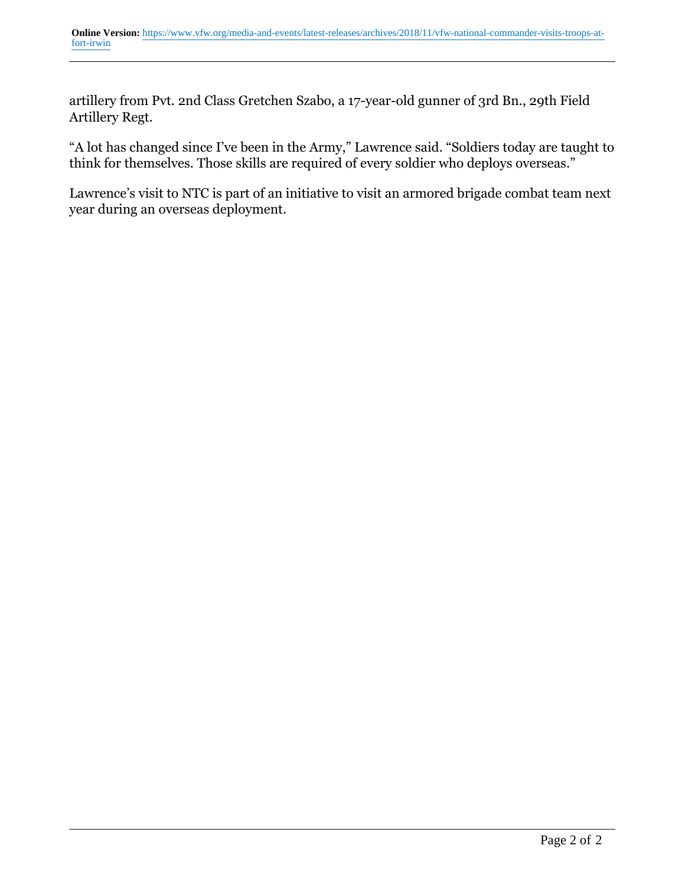artillery from Pvt. 2nd Class Gretchen Szabo, a 17-year-old gunner of 3rd Bn., 29th Field Artillery Regt.

“A lot has changed since I’ve been in the Army,” Lawrence said. “Soldiers today are taught to think for themselves. Those skills are required of every soldier who deploys overseas.”

Lawrence’s visit to NTC is part of an initiative to visit an armored brigade combat team next year during an overseas deployment.